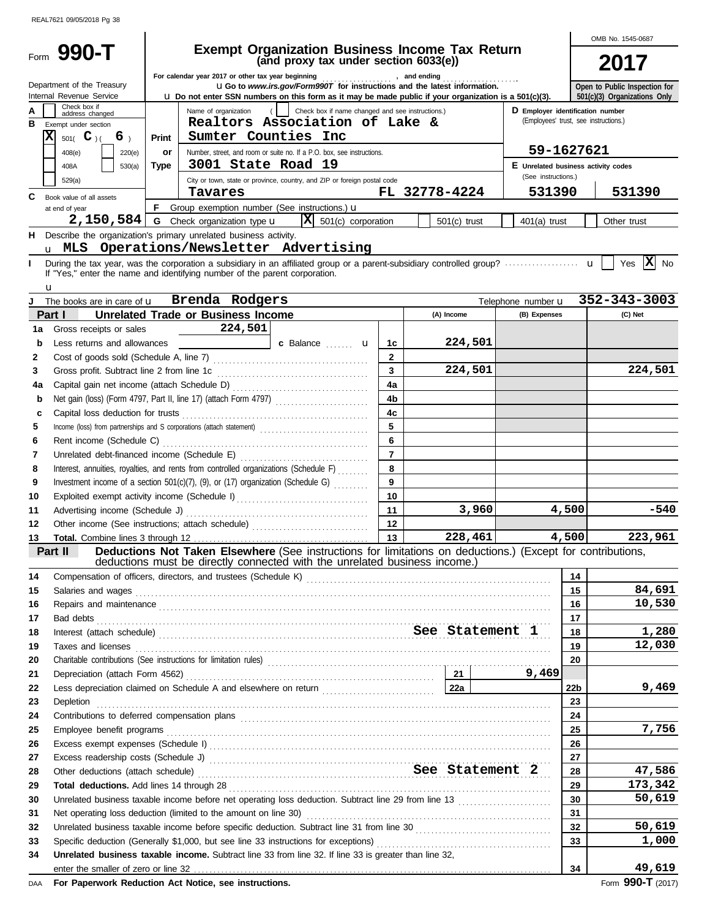REAL7621 09/05/2018 Pg 38

# Form 990-T

**Exempt Organization Business Income Tax Return**
**(and proxy tax under section 6033(e))**

For calendar year 2017 or other tax year beginning , and ending

Go to www.irs.gov/Form990T for instructions and the latest information.

Do not enter SSN numbers on this form as it may be made public if your organization is a 501(c)(3).

Department of the Treasury
Internal Revenue Service

OMB No. 1545-0687

**2017**

Open to Public Inspection for 501(c)(3) Organizations Only

A Check box if address changed

B Exempt under section
[X] 501( C )( 6 )
[ ] 408(e) [ ] 220(e)
[ ] 408A [ ] 530(a)
[ ] 529(a)

C Book value of all assets at end of year: **2,150,584**

Name of organization ( [ ] Check box if name changed and see instructions.)
**Realtors Association of Lake & Sumter Counties Inc**

Number, street, and room or suite no. If a P.O. box, see instructions.
**3001 State Road 19**

City or town, state or province, country, and ZIP or foreign postal code
**Tavares FL 32778-4224**

D Employer identification number (Employees' trust, see instructions.)
**59-1627621**

E Unrelated business activity codes (See instructions.)
**531390** **531390**

F Group exemption number (See instructions.)

G Check organization type [X] 501(c) corporation [ ] 501(c) trust [ ] 401(a) trust [ ] Other trust

H Describe the organization's primary unrelated business activity.
**MLS Operations/Newsletter Advertising**

I During the tax year, was the corporation a subsidiary in an affiliated group or a parent-subsidiary controlled group? [ ] Yes [X] No
If "Yes," enter the name and identifying number of the parent corporation.

J The books are in care of **Brenda Rodgers** Telephone number **352-343-3003**

## Part I Unrelated Trade or Business Income

| | | | (A) Income | (B) Expenses | (C) Net |
|---|---|---|---|---|---|
| 1a | Gross receipts or sales 224,501 | | | | |
| b | Less returns and allowances c Balance | 1c | 224,501 | | |
| 2 | Cost of goods sold (Schedule A, line 7) | 2 | | | |
| 3 | Gross profit. Subtract line 2 from line 1c | 3 | 224,501 | | 224,501 |
| 4a | Capital gain net income (attach Schedule D) | 4a | | | |
| b | Net gain (loss) (Form 4797, Part II, line 17) (attach Form 4797) | 4b | | | |
| c | Capital loss deduction for trusts | 4c | | | |
| 5 | Income (loss) from partnerships and S corporations (attach statement) | 5 | | | |
| 6 | Rent income (Schedule C) | 6 | | | |
| 7 | Unrelated debt-financed income (Schedule E) | 7 | | | |
| 8 | Interest, annuities, royalties, and rents from controlled organizations (Schedule F) | 8 | | | |
| 9 | Investment income of a section 501(c)(7), (9), or (17) organization (Schedule G) | 9 | | | |
| 10 | Exploited exempt activity income (Schedule I) | 10 | | | |
| 11 | Advertising income (Schedule J) | 11 | 3,960 | 4,500 | -540 |
| 12 | Other income (See instructions; attach schedule) | 12 | | | |
| 13 | **Total.** Combine lines 3 through 12 | 13 | 228,461 | 4,500 | 223,961 |

## Part II Deductions Not Taken Elsewhere (See instructions for limitations on deductions.) (Except for contributions, deductions must be directly connected with the unrelated business income.)

| | | | |
|---|---|---|---|
| 14 | Compensation of officers, directors, and trustees (Schedule K) | 14 | |
| 15 | Salaries and wages | 15 | 84,691 |
| 16 | Repairs and maintenance | 16 | 10,530 |
| 17 | Bad debts | 17 | |
| 18 | Interest (attach schedule) See Statement 1 | 18 | 1,280 |
| 19 | Taxes and licenses | 19 | 12,030 |
| 20 | Charitable contributions (See instructions for limitation rules) | 20 | |
| 21 | Depreciation (attach Form 4562) 21: 9,469 | | |
| 22 | Less depreciation claimed on Schedule A and elsewhere on return 22a | 22b | 9,469 |
| 23 | Depletion | 23 | |
| 24 | Contributions to deferred compensation plans | 24 | |
| 25 | Employee benefit programs | 25 | 7,756 |
| 26 | Excess exempt expenses (Schedule I) | 26 | |
| 27 | Excess readership costs (Schedule J) | 27 | |
| 28 | Other deductions (attach schedule) See Statement 2 | 28 | 47,586 |
| 29 | **Total deductions.** Add lines 14 through 28 | 29 | 173,342 |
| 30 | Unrelated business taxable income before net operating loss deduction. Subtract line 29 from line 13 | 30 | 50,619 |
| 31 | Net operating loss deduction (limited to the amount on line 30) | 31 | |
| 32 | Unrelated business taxable income before specific deduction. Subtract line 31 from line 30 | 32 | 50,619 |
| 33 | Specific deduction (Generally $1,000, but see line 33 instructions for exceptions) | 33 | 1,000 |
| 34 | **Unrelated business taxable income.** Subtract line 33 from line 32. If line 33 is greater than line 32, enter the smaller of zero or line 32 | 34 | 49,619 |

DAA **For Paperwork Reduction Act Notice, see instructions.** Form **990-T** (2017)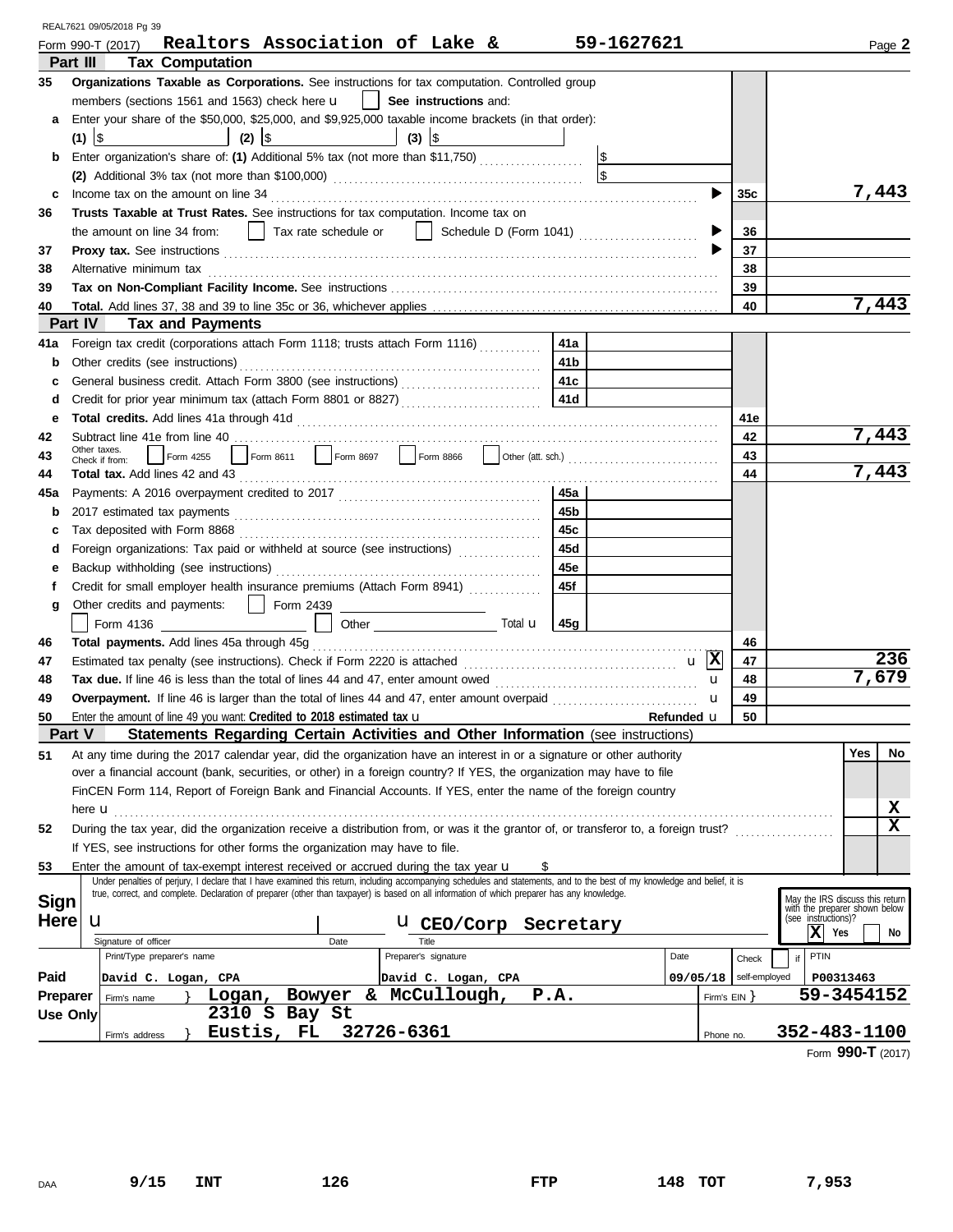REAL7621 09/05/2018 Pg 39

Form 990-T (2017) **Realtors Association of Lake &** **59-1627621** Page **2**

## Part III Tax Computation

| | | | |
|---|---|---|---|
| 35 | **Organizations Taxable as Corporations.** See instructions for tax computation. Controlled group members (sections 1561 and 1563) check here u ☐ **See instructions** and: | | |
| a | Enter your share of the $50,000, $25,000, and $9,925,000 taxable income brackets (in that order): (1) $ (2) $ (3) $ | | |
| b | Enter organization's share of: **(1)** Additional 5% tax (not more than $11,750) $ **(2)** Additional 3% tax (not more than $100,000) $ | | |
| c | Income tax on the amount on line 34 | 35c | 7,443 |
| 36 | **Trusts Taxable at Trust Rates.** See instructions for tax computation. Income tax on the amount on line 34 from: ☐ Tax rate schedule or ☐ Schedule D (Form 1041) | 36 | |
| 37 | **Proxy tax.** See instructions | 37 | |
| 38 | Alternative minimum tax | 38 | |
| 39 | **Tax on Non-Compliant Facility Income.** See instructions | 39 | |
| 40 | **Total.** Add lines 37, 38 and 39 to line 35c or 36, whichever applies | 40 | 7,443 |

## Part IV Tax and Payments

| | | | | | |
|---|---|---|---|---|---|
| 41a | Foreign tax credit (corporations attach Form 1118; trusts attach Form 1116) | 41a | | | |
| b | Other credits (see instructions) | 41b | | | |
| c | General business credit. Attach Form 3800 (see instructions) | 41c | | | |
| d | Credit for prior year minimum tax (attach Form 8801 or 8827) | 41d | | | |
| e | **Total credits.** Add lines 41a through 41d | | | 41e | |
| 42 | Subtract line 41e from line 40 | | | 42 | 7,443 |
| 43 | Other taxes. Check if from: ☐ Form 4255 ☐ Form 8611 ☐ Form 8697 ☐ Form 8866 ☐ Other (att. sch.) | | | 43 | |
| 44 | **Total tax.** Add lines 42 and 43 | | | 44 | 7,443 |
| 45a | Payments: A 2016 overpayment credited to 2017 | 45a | | | |
| b | 2017 estimated tax payments | 45b | | | |
| c | Tax deposited with Form 8868 | 45c | | | |
| d | Foreign organizations: Tax paid or withheld at source (see instructions) | 45d | | | |
| e | Backup withholding (see instructions) | 45e | | | |
| f | Credit for small employer health insurance premiums (Attach Form 8941) | 45f | | | |
| g | Other credits and payments: ☐ Form 2439 ☐ Form 4136 ☐ Other Total u | 45g | | | |
| 46 | **Total payments.** Add lines 45a through 45g | | | 46 | |
| 47 | Estimated tax penalty (see instructions). Check if Form 2220 is attached u ☒ | | | 47 | 236 |
| 48 | **Tax due.** If line 46 is less than the total of lines 44 and 47, enter amount owed u | | | 48 | 7,679 |
| 49 | **Overpayment.** If line 46 is larger than the total of lines 44 and 47, enter amount overpaid u | | | 49 | |
| 50 | Enter the amount of line 49 you want: **Credited to 2018 estimated tax** u Refunded u | | | 50 | |

## Part V Statements Regarding Certain Activities and Other Information (see instructions)

| | | Yes | No |
|---|---|---|---|
| 51 | At any time during the 2017 calendar year, did the organization have an interest in or a signature or other authority over a financial account (bank, securities, or other) in a foreign country? If YES, the organization may have to file FinCEN Form 114, Report of Foreign Bank and Financial Accounts. If YES, enter the name of the foreign country here u | | X |
| 52 | During the tax year, did the organization receive a distribution from, or was it the grantor of, or transferor to, a foreign trust? If YES, see instructions for other forms the organization may have to file. | | X |
| 53 | Enter the amount of tax-exempt interest received or accrued during the tax year u $ | | |

**Sign Here**

Under penalties of perjury, I declare that I have examined this return, including accompanying schedules and statements, and to the best of my knowledge and belief, it is true, correct, and complete. Declaration of preparer (other than taxpayer) is based on all information of which preparer has any knowledge.

u Signature of officer | Date | u **CEO/Corp Secretary** (Title)

May the IRS discuss this return with the preparer shown below (see instructions)? ☒ Yes ☐ No

**Paid Preparer Use Only**

| Print/Type preparer's name | Preparer's signature | Date | Check ☐ if self-employed | PTIN |
|---|---|---|---|---|
| David C. Logan, CPA | David C. Logan, CPA | 09/05/18 | | P00313463 |

Firm's name } **Logan, Bowyer & McCullough, P.A.** Firm's EIN } **59-3454152**

Firm's address } **2310 S Bay St, Eustis, FL 32726-6361** Phone no. **352-483-1100**

Form **990-T** (2017)

DAA 9/15 INT 126 FTP 148 TOT 7,953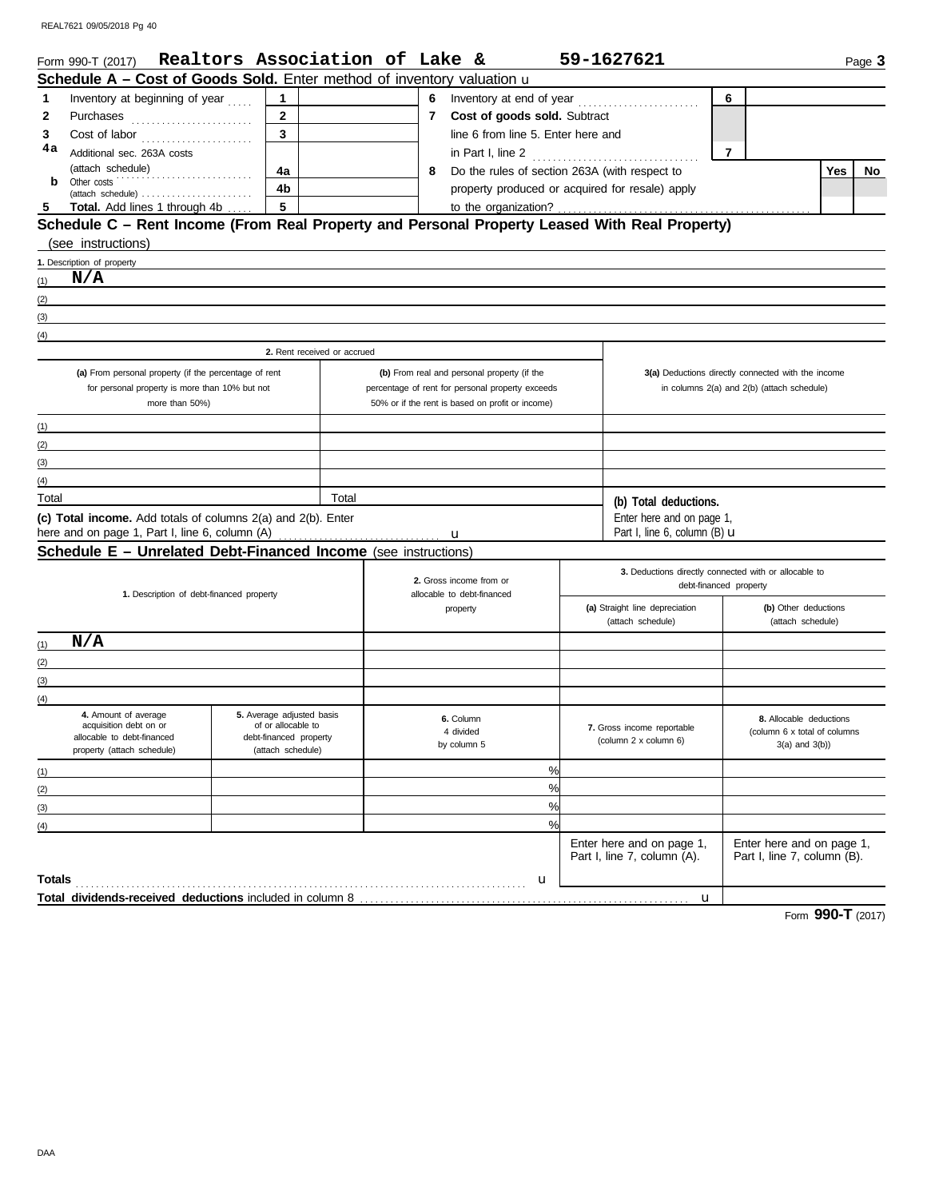Form 990-T (2017) **Realtors Association of Lake &** **59-1627621** Page **3**

## Schedule A – Cost of Goods Sold. Enter method of inventory valuation u

| | | | | | | | |
|---|---|---|---|---|---|---|---|
| **1** | Inventory at beginning of year | 1 | | **6** | Inventory at end of year | 6 | |
| **2** | Purchases | 2 | | **7** | **Cost of goods sold.** Subtract line 6 from line 5. Enter here and in Part I, line 2 | 7 | |
| **3** | Cost of labor | 3 | | | | | |
| **4a** | Additional sec. 263A costs (attach schedule) | 4a | | **8** | Do the rules of section 263A (with respect to property produced or acquired for resale) apply to the organization? | **Yes** | **No** |
| **b** | Other costs (attach schedule) | 4b | | | | | |
| **5** | **Total.** Add lines 1 through 4b | 5 | | | | | |

## Schedule C – Rent Income (From Real Property and Personal Property Leased With Real Property)

(see instructions)

**1.** Description of property

(1) **N/A**

(2)

(3)

(4)

| | 2. Rent received or accrued | | |
|---|---|---|---|
| | **(a)** From personal property (if the percentage of rent for personal property is more than 10% but not more than 50%) | **(b)** From real and personal property (if the percentage of rent for personal property exceeds 50% or if the rent is based on profit or income) | **3(a)** Deductions directly connected with the income in columns 2(a) and 2(b) (attach schedule) |
| (1) | | | |
| (2) | | | |
| (3) | | | |
| (4) | | | |
| Total | | Total | **(b) Total deductions.** Enter here and on page 1, Part I, line 6, column (B) u |

**(c) Total income.** Add totals of columns 2(a) and 2(b). Enter here and on page 1, Part I, line 6, column (A) u

## Schedule E – Unrelated Debt-Financed Income (see instructions)

| | **1.** Description of debt-financed property | **2.** Gross income from or allocable to debt-financed property | **3.** Deductions directly connected with or allocable to debt-financed property: **(a)** Straight line depreciation (attach schedule) | **(b)** Other deductions (attach schedule) |
|---|---|---|---|---|
| (1) | **N/A** | | | |
| (2) | | | | |
| (3) | | | | |
| (4) | | | | |

| | **4.** Amount of average acquisition debt on or allocable to debt-financed property (attach schedule) | **5.** Average adjusted basis of or allocable to debt-financed property (attach schedule) | **6.** Column 4 divided by column 5 | **7.** Gross income reportable (column 2 x column 6) | **8.** Allocable deductions (column 6 x total of columns 3(a) and 3(b)) |
|---|---|---|---|---|---|
| (1) | | | % | | |
| (2) | | | % | | |
| (3) | | | % | | |
| (4) | | | % | | |
| | | | | Enter here and on page 1, Part I, line 7, column (A). | Enter here and on page 1, Part I, line 7, column (B). |
| **Totals** | | | u | | |

**Total dividends-received deductions** included in column 8 u

Form **990-T** (2017)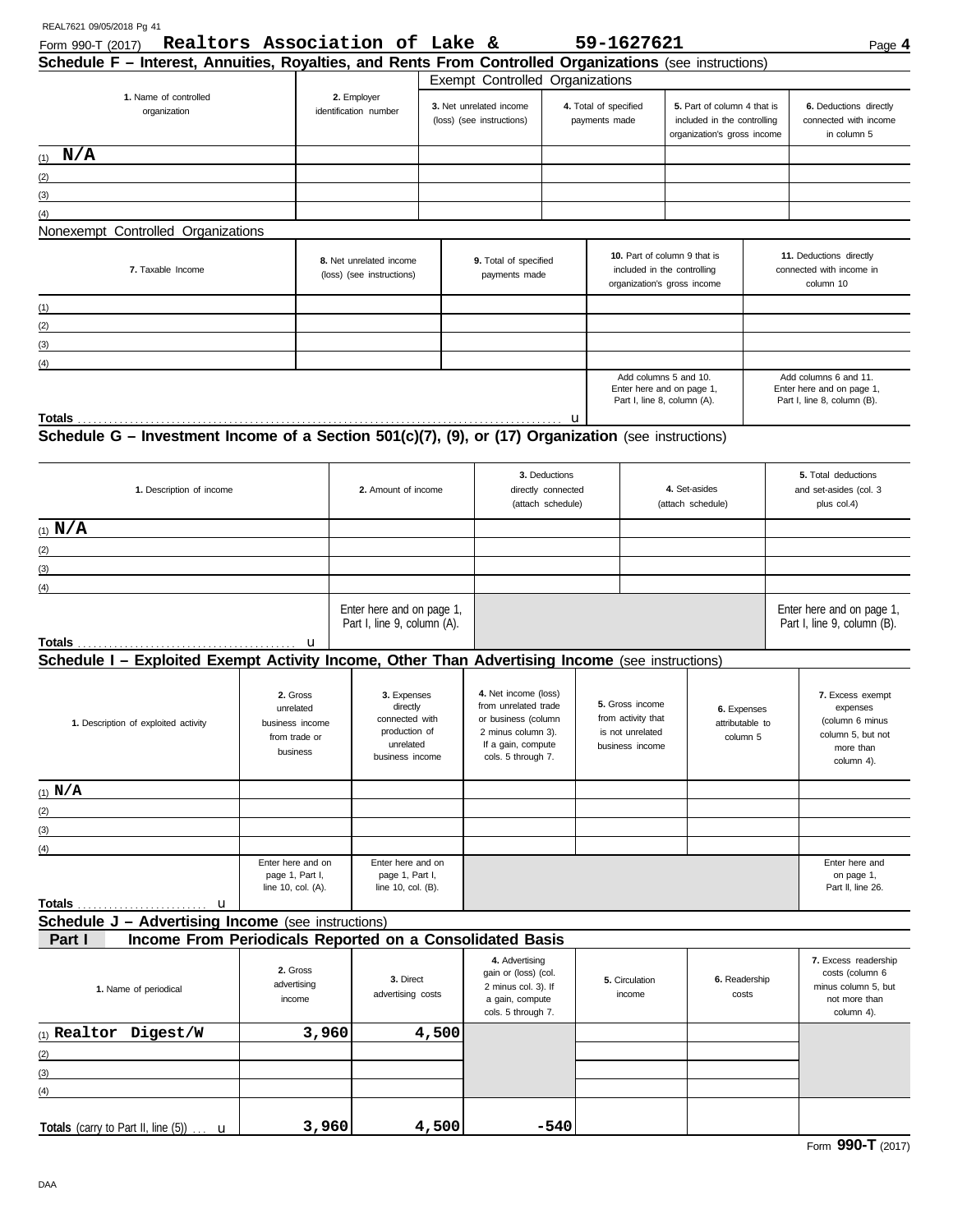Form 990-T (2017) **Realtors Association of Lake &** **59-1627621** Page **4**

## Schedule F – Interest, Annuities, Royalties, and Rents From Controlled Organizations (see instructions)

| 1. Name of controlled organization | 2. Employer identification number | Exempt Controlled Organizations | | | |
|---|---|---|---|---|---|
| | | 3. Net unrelated income (loss) (see instructions) | 4. Total of specified payments made | 5. Part of column 4 that is included in the controlling organization's gross income | 6. Deductions directly connected with income in column 5 |
| (1) **N/A** | | | | | |
| (2) | | | | | |
| (3) | | | | | |
| (4) | | | | | |

Nonexempt Controlled Organizations

| 7. Taxable Income | 8. Net unrelated income (loss) (see instructions) | 9. Total of specified payments made | 10. Part of column 9 that is included in the controlling organization's gross income | 11. Deductions directly connected with income in column 10 |
|---|---|---|---|---|
| (1) | | | | |
| (2) | | | | |
| (3) | | | | |
| (4) | | | | |
| | | | Add columns 5 and 10. Enter here and on page 1, Part I, line 8, column (A). | Add columns 6 and 11. Enter here and on page 1, Part I, line 8, column (B). |
| **Totals** ▶ | | | | |

## Schedule G – Investment Income of a Section 501(c)(7), (9), or (17) Organization (see instructions)

| 1. Description of income | 2. Amount of income | 3. Deductions directly connected (attach schedule) | 4. Set-asides (attach schedule) | 5. Total deductions and set-asides (col. 3 plus col.4) |
|---|---|---|---|---|
| (1) **N/A** | | | | |
| (2) | | | | |
| (3) | | | | |
| (4) | | | | |
| | Enter here and on page 1, Part I, line 9, column (A). | | | Enter here and on page 1, Part I, line 9, column (B). |
| **Totals** ▶ | | | | |

## Schedule I – Exploited Exempt Activity Income, Other Than Advertising Income (see instructions)

| 1. Description of exploited activity | 2. Gross unrelated business income from trade or business | 3. Expenses directly connected with production of unrelated business income | 4. Net income (loss) from unrelated trade or business (column 2 minus column 3). If a gain, compute cols. 5 through 7. | 5. Gross income from activity that is not unrelated business income | 6. Expenses attributable to column 5 | 7. Excess exempt expenses (column 6 minus column 5, but not more than column 4). |
|---|---|---|---|---|---|---|
| (1) **N/A** | | | | | | |
| (2) | | | | | | |
| (3) | | | | | | |
| (4) | | | | | | |
| | Enter here and on page 1, Part I, line 10, col. (A). | Enter here and on page 1, Part I, line 10, col. (B). | | | | Enter here and on page 1, Part II, line 26. |
| **Totals** ▶ | | | | | | |

## Schedule J – Advertising Income (see instructions)

### Part I Income From Periodicals Reported on a Consolidated Basis

| 1. Name of periodical | 2. Gross advertising income | 3. Direct advertising costs | 4. Advertising gain or (loss) (col. 2 minus col. 3). If a gain, compute cols. 5 through 7. | 5. Circulation income | 6. Readership costs | 7. Excess readership costs (column 6 minus column 5, but not more than column 4). |
|---|---|---|---|---|---|---|
| (1) **Realtor Digest/W** | **3,960** | **4,500** | | | | |
| (2) | | | | | | |
| (3) | | | | | | |
| (4) | | | | | | |
| **Totals** (carry to Part II, line (5)) ▶ | **3,960** | **4,500** | **-540** | | | |

Form **990-T** (2017)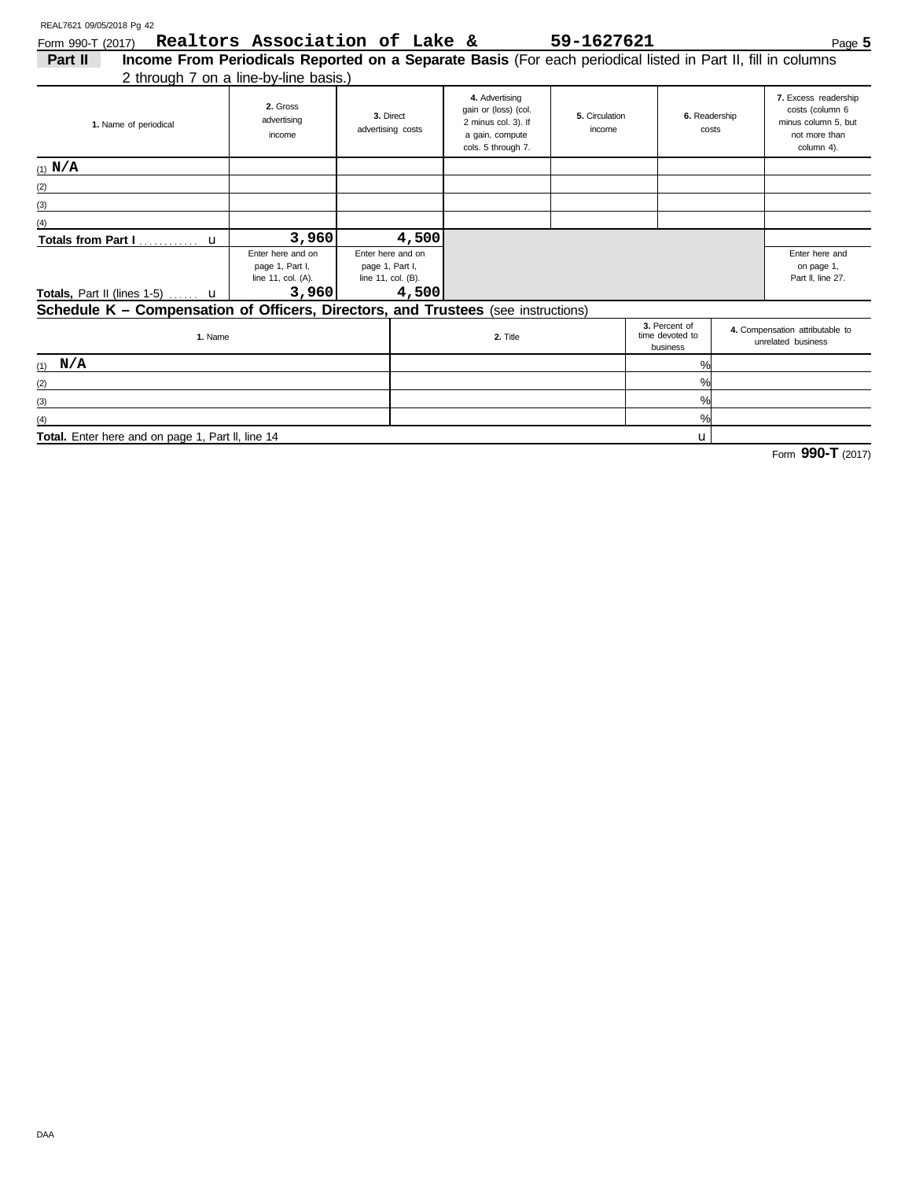Form 990-T (2017) **Realtors Association of Lake & 59-1627621** Page **5**

## Part II Income From Periodicals Reported on a Separate Basis (For each periodical listed in Part II, fill in columns 2 through 7 on a line-by-line basis.)

| 1. Name of periodical | 2. Gross advertising income | 3. Direct advertising costs | 4. Advertising gain or (loss) (col. 2 minus col. 3). If a gain, compute cols. 5 through 7. | 5. Circulation income | 6. Readership costs | 7. Excess readership costs (column 6 minus column 5, but not more than column 4). |
|---|---|---|---|---|---|---|
| (1) **N/A** | | | | | | |
| (2) | | | | | | |
| (3) | | | | | | |
| (4) | | | | | | |
| **Totals from Part I** ............ u | **3,960** | **4,500** | | | | |
| **Totals,** Part II (lines 1-5) ...... u | Enter here and on page 1, Part I, line 11, col. (A). **3,960** | Enter here and on page 1, Part I, line 11, col. (B). **4,500** | | | | Enter here and on page 1, Part II, line 27. |

## Schedule K – Compensation of Officers, Directors, and Trustees (see instructions)

| 1. Name | 2. Title | 3. Percent of time devoted to business | 4. Compensation attributable to unrelated business |
|---|---|---|---|
| (1) **N/A** | | % | |
| (2) | | % | |
| (3) | | % | |
| (4) | | % | |
| **Total.** Enter here and on page 1, Part II, line 14 | | u | |

Form **990-T** (2017)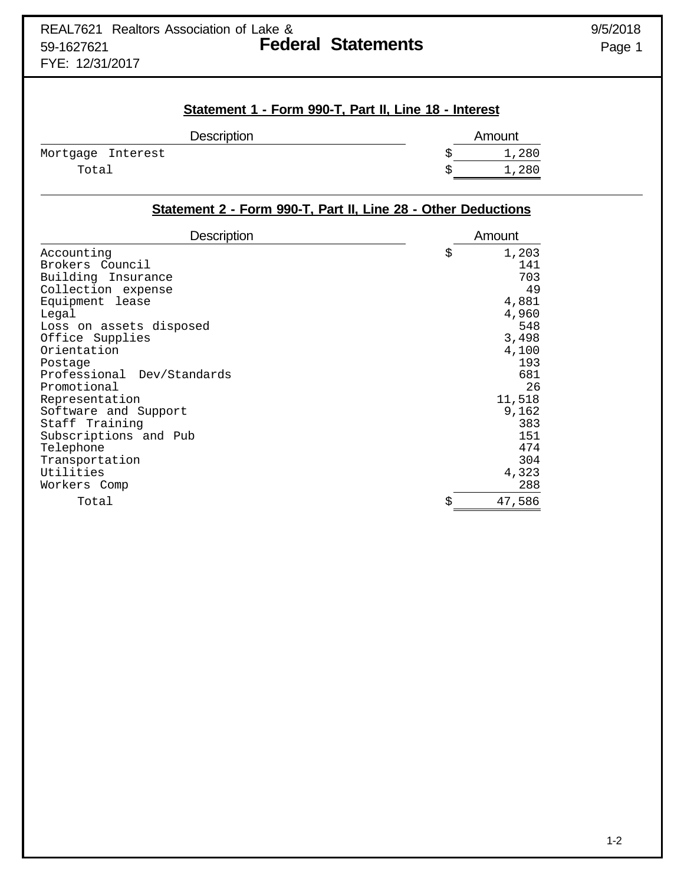REAL7621 Realtors Association of Lake &
59-1627621
FYE: 12/31/2017

9/5/2018

# Federal Statements

## Statement 1 - Form 990-T, Part II, Line 18 - Interest

| Description | Amount |
|---|---|
| Mortgage Interest | $ 1,280 |
| Total | $ 1,280 |

## Statement 2 - Form 990-T, Part II, Line 28 - Other Deductions

| Description | Amount |
|---|---|
| Accounting | $ 1,203 |
| Brokers Council | 141 |
| Building Insurance | 703 |
| Collection expense | 49 |
| Equipment lease | 4,881 |
| Legal | 4,960 |
| Loss on assets disposed | 548 |
| Office Supplies | 3,498 |
| Orientation | 4,100 |
| Postage | 193 |
| Professional Dev/Standards | 681 |
| Promotional | 26 |
| Representation | 11,518 |
| Software and Support | 9,162 |
| Staff Training | 383 |
| Subscriptions and Pub | 151 |
| Telephone | 474 |
| Transportation | 304 |
| Utilities | 4,323 |
| Workers Comp | 288 |
| Total | $ 47,586 |

1-2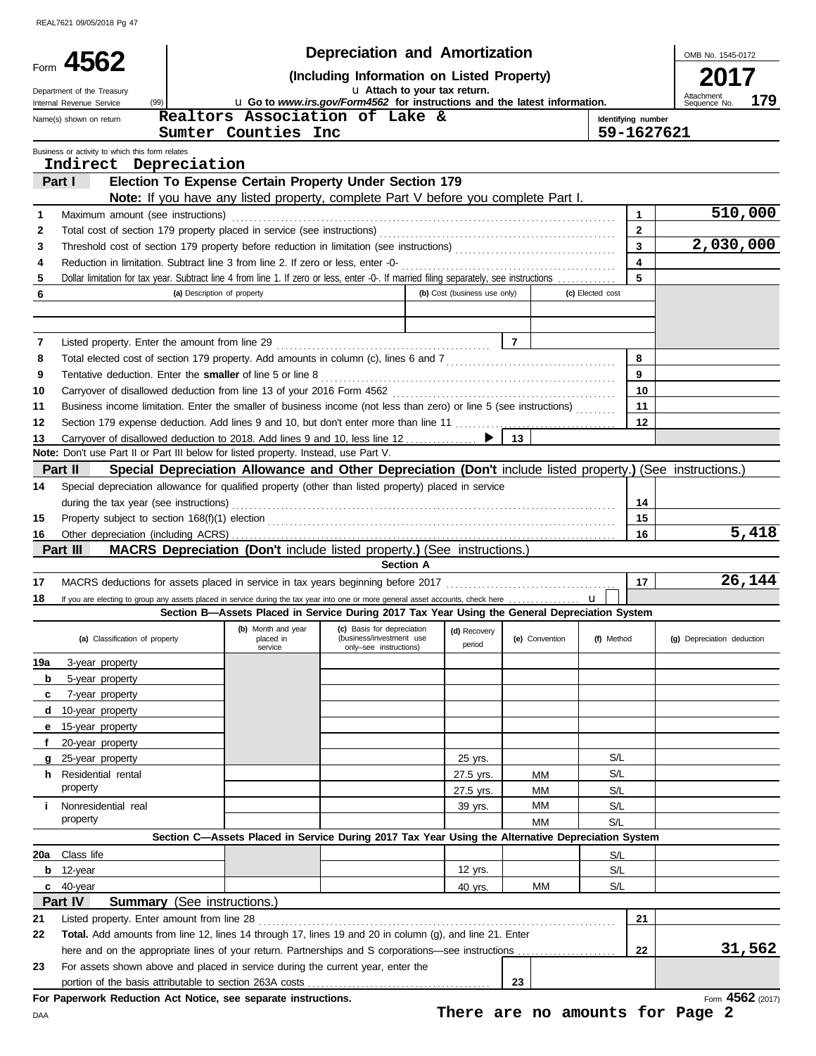REAL7621 09/05/2018 Pg 47

# Form 4562 — Depreciation and Amortization

**(Including Information on Listed Property)**

u Attach to your tax return.

u Go to *www.irs.gov/Form4562* for instructions and the latest information.

Department of the Treasury
Internal Revenue Service (99)

OMB No. 1545-0172

**2017**

Attachment Sequence No. **179**

Name(s) shown on return: **Realtors Association of Lake & Sumter Counties Inc**

Identifying number: **59-1627621**

Business or activity to which this form relates: **Indirect Depreciation**

## Part I — Election To Expense Certain Property Under Section 179

**Note:** If you have any listed property, complete Part V before you complete Part I.

| Line | Description | | Amount |
|---|---|---|---|
| 1 | Maximum amount (see instructions) | 1 | 510,000 |
| 2 | Total cost of section 179 property placed in service (see instructions) | 2 | |
| 3 | Threshold cost of section 179 property before reduction in limitation (see instructions) | 3 | 2,030,000 |
| 4 | Reduction in limitation. Subtract line 3 from line 2. If zero or less, enter -0- | 4 | |
| 5 | Dollar limitation for tax year. Subtract line 4 from line 1. If zero or less, enter -0-. If married filing separately, see instructions | 5 | |

| 6 | (a) Description of property | (b) Cost (business use only) | (c) Elected cost |
|---|---|---|---|
| | | | |
| | | | |

| Line | Description | | Amount |
|---|---|---|---|
| 7 | Listed property. Enter the amount from line 29 | 7 | |
| 8 | Total elected cost of section 179 property. Add amounts in column (c), lines 6 and 7 | 8 | |
| 9 | Tentative deduction. Enter the **smaller** of line 5 or line 8 | 9 | |
| 10 | Carryover of disallowed deduction from line 13 of your 2016 Form 4562 | 10 | |
| 11 | Business income limitation. Enter the smaller of business income (not less than zero) or line 5 (see instructions) | 11 | |
| 12 | Section 179 expense deduction. Add lines 9 and 10, but don't enter more than line 11 | 12 | |
| 13 | Carryover of disallowed deduction to 2018. Add lines 9 and 10, less line 12 ▶ | 13 | |

**Note:** Don't use Part II or Part III below for listed property. Instead, use Part V.

## Part II — Special Depreciation Allowance and Other Depreciation (Don't include listed property.) (See instructions.)

| Line | Description | | Amount |
|---|---|---|---|
| 14 | Special depreciation allowance for qualified property (other than listed property) placed in service during the tax year (see instructions) | 14 | |
| 15 | Property subject to section 168(f)(1) election | 15 | |
| 16 | Other depreciation (including ACRS) | 16 | 5,418 |

## Part III — MACRS Depreciation (Don't include listed property.) (See instructions.)

### Section A

| Line | Description | | Amount |
|---|---|---|---|
| 17 | MACRS deductions for assets placed in service in tax years beginning before 2017 | 17 | 26,144 |
| 18 | If you are electing to group any assets placed in service during the tax year into one or more general asset accounts, check here u | | |

### Section B—Assets Placed in Service During 2017 Tax Year Using the General Depreciation System

| | (a) Classification of property | (b) Month and year placed in service | (c) Basis for depreciation (business/investment use only–see instructions) | (d) Recovery period | (e) Convention | (f) Method | (g) Depreciation deduction |
|---|---|---|---|---|---|---|---|
| 19a | 3-year property | | | | | | |
| b | 5-year property | | | | | | |
| c | 7-year property | | | | | | |
| d | 10-year property | | | | | | |
| e | 15-year property | | | | | | |
| f | 20-year property | | | | | | |
| g | 25-year property | | | 25 yrs. | | S/L | |
| h | Residential rental property | | | 27.5 yrs. | MM | S/L | |
| | | | | 27.5 yrs. | MM | S/L | |
| i | Nonresidential real property | | | 39 yrs. | MM | S/L | |
| | | | | | MM | S/L | |

### Section C—Assets Placed in Service During 2017 Tax Year Using the Alternative Depreciation System

| | (a) Classification of property | (b) Month and year placed in service | (c) Basis for depreciation | (d) Recovery period | (e) Convention | (f) Method | (g) Depreciation deduction |
|---|---|---|---|---|---|---|---|
| 20a | Class life | | | | | S/L | |
| b | 12-year | | | 12 yrs. | | S/L | |
| c | 40-year | | | 40 yrs. | MM | S/L | |

## Part IV — Summary (See instructions.)

| Line | Description | | Amount |
|---|---|---|---|
| 21 | Listed property. Enter amount from line 28 | 21 | |
| 22 | **Total.** Add amounts from line 12, lines 14 through 17, lines 19 and 20 in column (g), and line 21. Enter here and on the appropriate lines of your return. Partnerships and S corporations—see instructions | 22 | 31,562 |
| 23 | For assets shown above and placed in service during the current year, enter the portion of the basis attributable to section 263A costs | 23 | |

**For Paperwork Reduction Act Notice, see separate instructions.**

Form **4562** (2017)

DAA

**There are no amounts for Page 2**